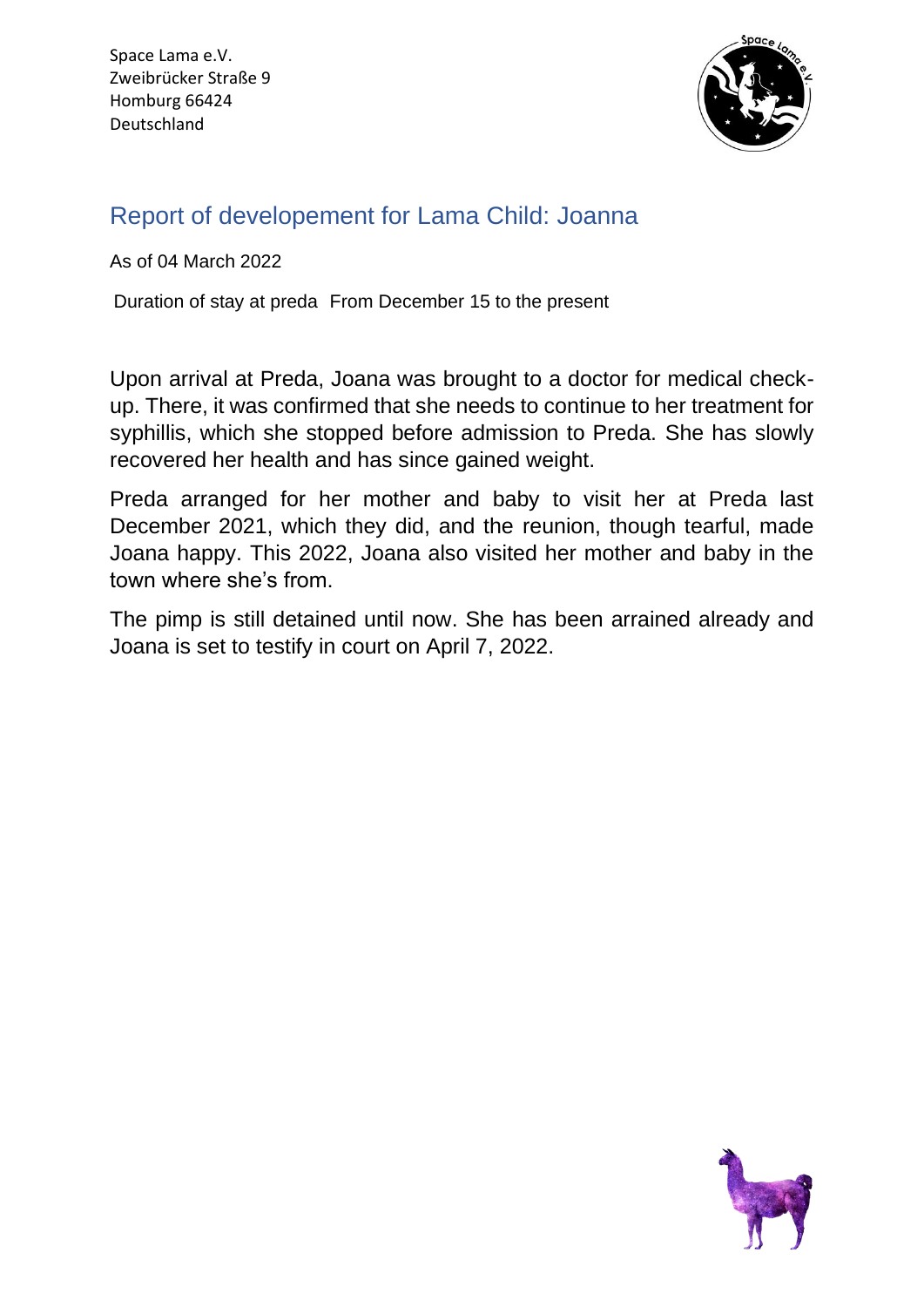Space Lama e.V.
Zweibrücker Straße 9
Homburg 66424
Deutschland

## Report of developement for Lama Child: Joanna

As of 04 March 2022

Duration of stay at preda From December 15 to the present

Upon arrival at Preda, Joana was brought to a doctor for medical check-up. There, it was confirmed that she needs to continue to her treatment for syphillis, which she stopped before admission to Preda. She has slowly recovered her health and has since gained weight.

Preda arranged for her mother and baby to visit her at Preda last December 2021, which they did, and the reunion, though tearful, made Joana happy. This 2022, Joana also visited her mother and baby in the town where she's from.

The pimp is still detained until now. She has been arrained already and Joana is set to testify in court on April 7, 2022.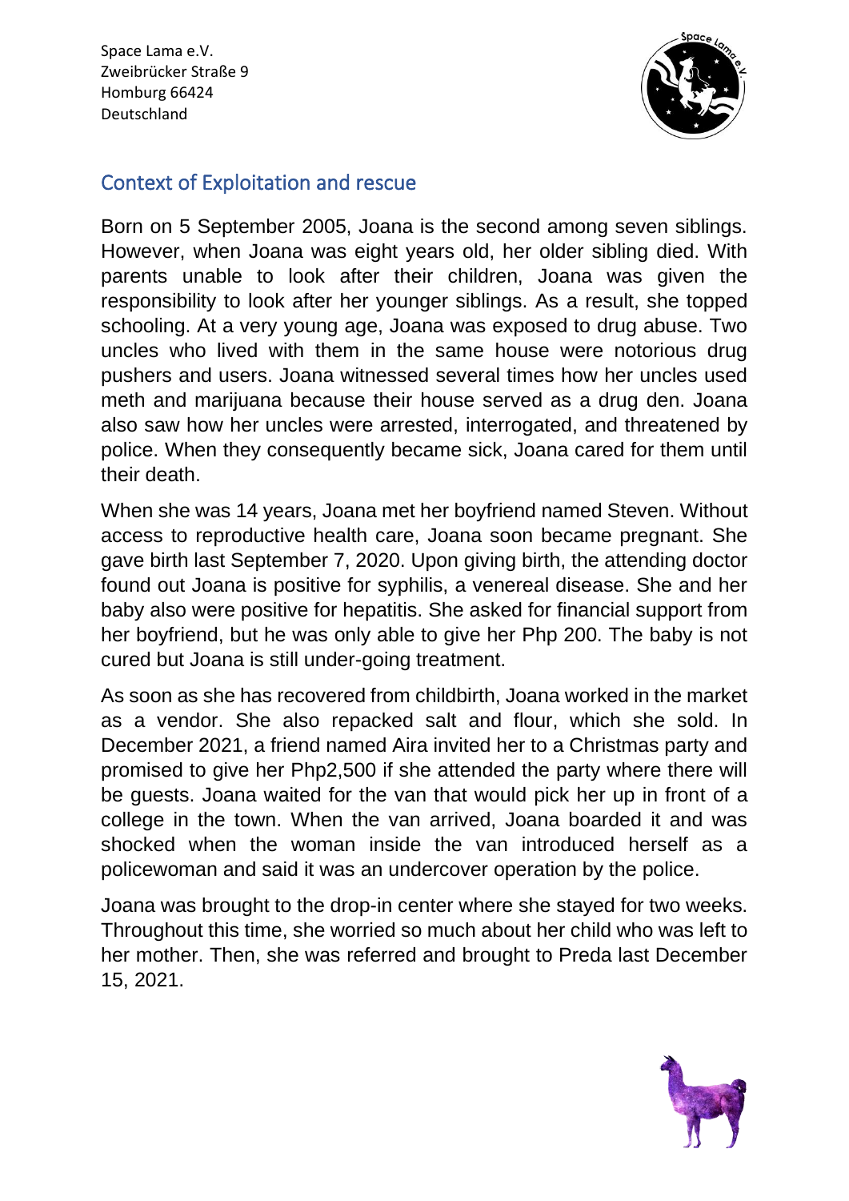Space Lama e.V.
Zweibrücker Straße 9
Homburg 66424
Deutschland

## Context of Exploitation and rescue

Born on 5 September 2005, Joana is the second among seven siblings. However, when Joana was eight years old, her older sibling died. With parents unable to look after their children, Joana was given the responsibility to look after her younger siblings. As a result, she topped schooling. At a very young age, Joana was exposed to drug abuse. Two uncles who lived with them in the same house were notorious drug pushers and users. Joana witnessed several times how her uncles used meth and marijuana because their house served as a drug den. Joana also saw how her uncles were arrested, interrogated, and threatened by police. When they consequently became sick, Joana cared for them until their death.

When she was 14 years, Joana met her boyfriend named Steven. Without access to reproductive health care, Joana soon became pregnant. She gave birth last September 7, 2020. Upon giving birth, the attending doctor found out Joana is positive for syphilis, a venereal disease. She and her baby also were positive for hepatitis. She asked for financial support from her boyfriend, but he was only able to give her Php 200. The baby is not cured but Joana is still under-going treatment.

As soon as she has recovered from childbirth, Joana worked in the market as a vendor. She also repacked salt and flour, which she sold. In December 2021, a friend named Aira invited her to a Christmas party and promised to give her Php2,500 if she attended the party where there will be guests. Joana waited for the van that would pick her up in front of a college in the town. When the van arrived, Joana boarded it and was shocked when the woman inside the van introduced herself as a policewoman and said it was an undercover operation by the police.

Joana was brought to the drop-in center where she stayed for two weeks. Throughout this time, she worried so much about her child who was left to her mother. Then, she was referred and brought to Preda last December 15, 2021.